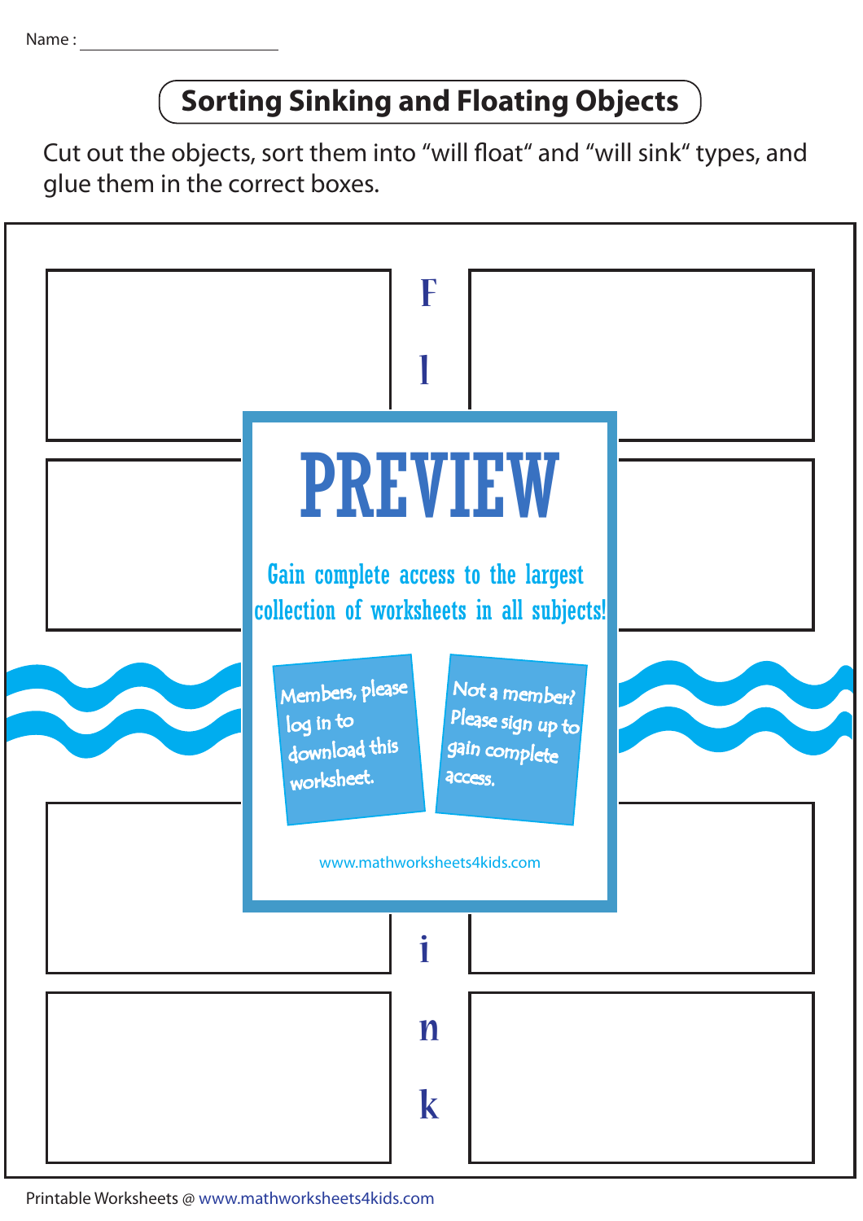Name : ______________________

# Sorting Sinking and Floating Objects

Cut out the objects, sort them into “will float“ and “will sink“ types, and glue them in the correct boxes.

F

l

# PREVIEW

Gain complete access to the largest collection of worksheets in all subjects!

Members, please log in to download this worksheet.

Not a member? Please sign up to gain complete access.

www.mathworksheets4kids.com

i

n

k

Printable Worksheets @ www.mathworksheets4kids.com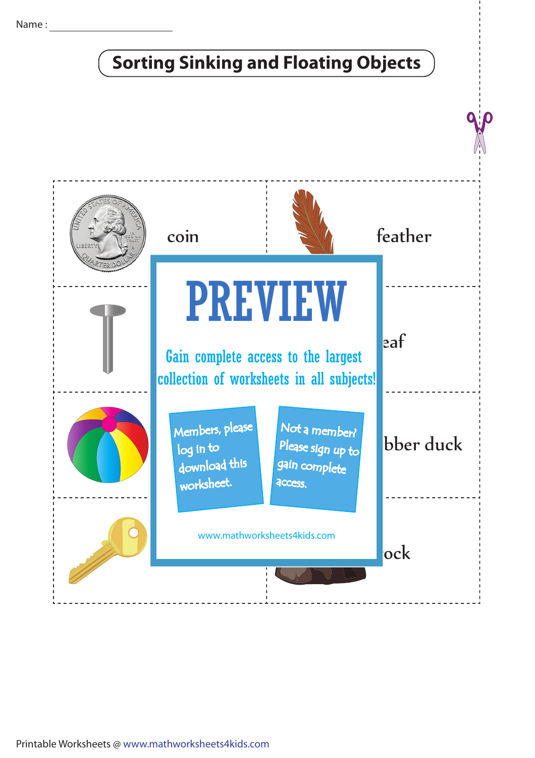Name : ____________________

# Sorting Sinking and Floating Objects

| | |
|---|---|
| coin | feather |
| | eaf |
| | bber duck |
| | ock |

# PREVIEW

Gain complete access to the largest collection of worksheets in all subjects!

Members, please log in to download this worksheet.

Not a member? Please sign up to gain complete access.

www.mathworksheets4kids.com

Printable Worksheets @ www.mathworksheets4kids.com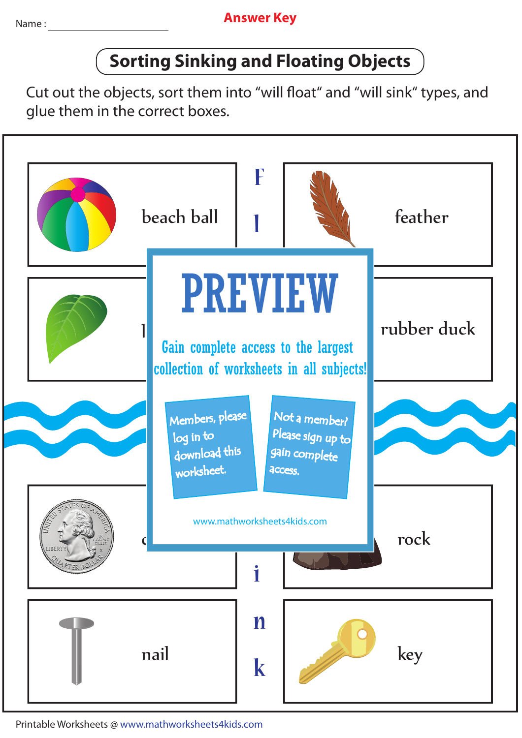Name : ____________________

**Answer Key**

# Sorting Sinking and Floating Objects

Cut out the objects, sort them into "will float" and "will sink" types, and glue them in the correct boxes.

F

l

beach ball

feather

l

rubber duck

PREVIEW

Gain complete access to the largest collection of worksheets in all subjects!

Members, please log in to download this worksheet.

Not a member? Please sign up to gain complete access.

www.mathworksheets4kids.com

c

rock

i

n

k

nail

key

Printable Worksheets @ www.mathworksheets4kids.com